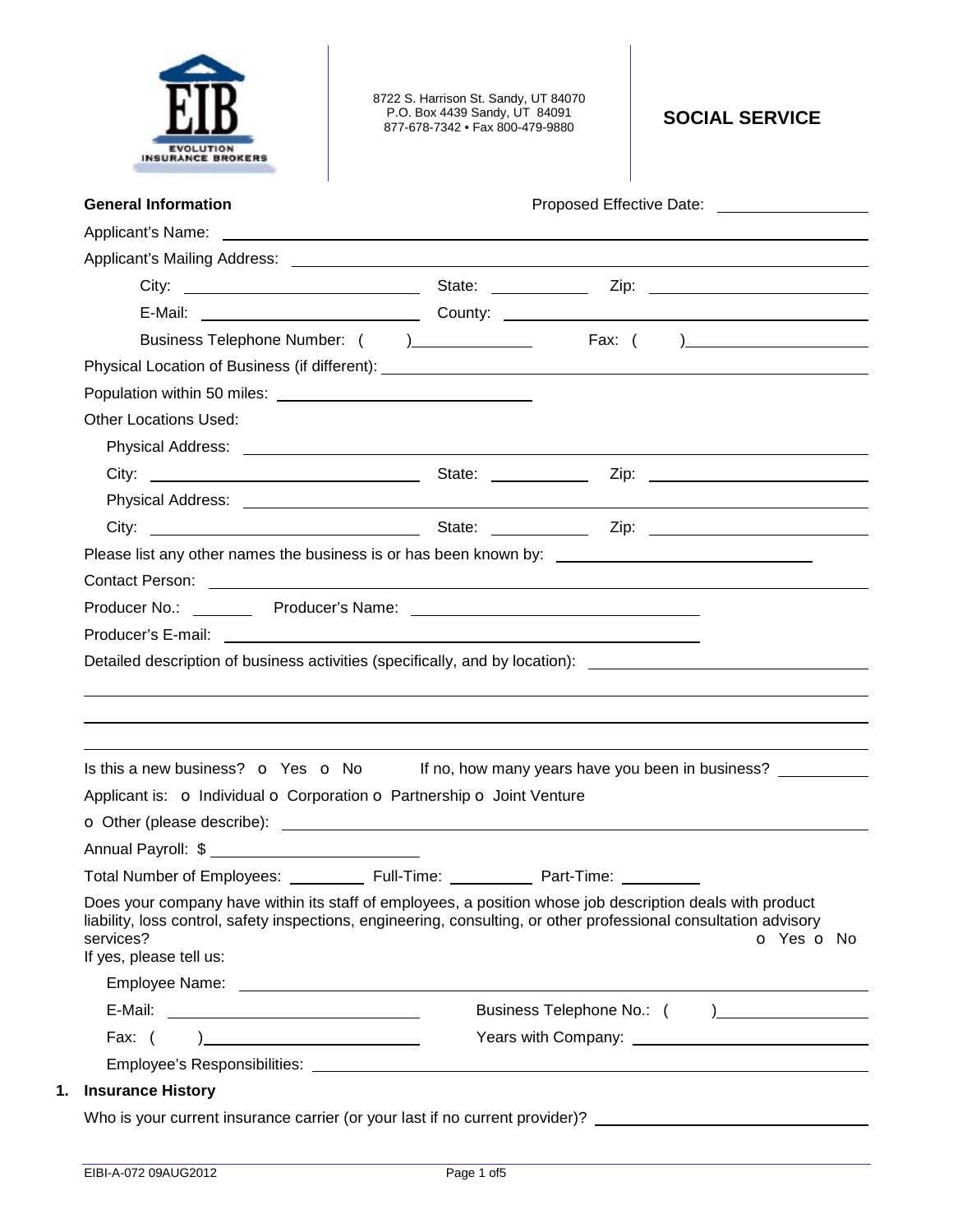EIB
EVOLUTION INSURANCE BROKERS

8722 S. Harrison St. Sandy, UT 84070
P.O. Box 4439 Sandy, UT 84091
877-678-7342 • Fax 800-479-9880

# SOCIAL SERVICE

**General Information** Proposed Effective Date: ________________

Applicant's Name: ________________________________________________

Applicant's Mailing Address: ________________________________________________

City: ____________________ State: __________ Zip: ____________________

E-Mail: ____________________ County: ____________________

Business Telephone Number: (    ) ____________ Fax: (    ) ____________

Physical Location of Business (if different): ________________________________________________

Population within 50 miles: ____________________

Other Locations Used:

Physical Address: ________________________________________________

City: ____________________ State: __________ Zip: ____________________

Physical Address: ________________________________________________

City: ____________________ State: __________ Zip: ____________________

Please list any other names the business is or has been known by: ____________________

Contact Person: ________________________________________________

Producer No.: ______ Producer's Name: ____________________

Producer's E-mail: ____________________

Detailed description of business activities (specifically, and by location): ____________________

________________________________________________

________________________________________________

________________________________________________

Is this a new business? o Yes o No If no, how many years have you been in business? __________

Applicant is: o Individual o Corporation o Partnership o Joint Venture

o Other (please describe): ________________________________________________

Annual Payroll: $ ____________________

Total Number of Employees: ________ Full-Time: ________ Part-Time: ________

Does your company have within its staff of employees, a position whose job description deals with product liability, loss control, safety inspections, engineering, consulting, or other professional consultation advisory services? o Yes o No

If yes, please tell us:

Employee Name: ________________________________________________

E-Mail: ____________________ Business Telephone No.: (    ) ____________

Fax: (    ) ____________________ Years with Company: ____________________

Employee's Responsibilities: ________________________________________________

## 1. Insurance History

Who is your current insurance carrier (or your last if no current provider)? ____________________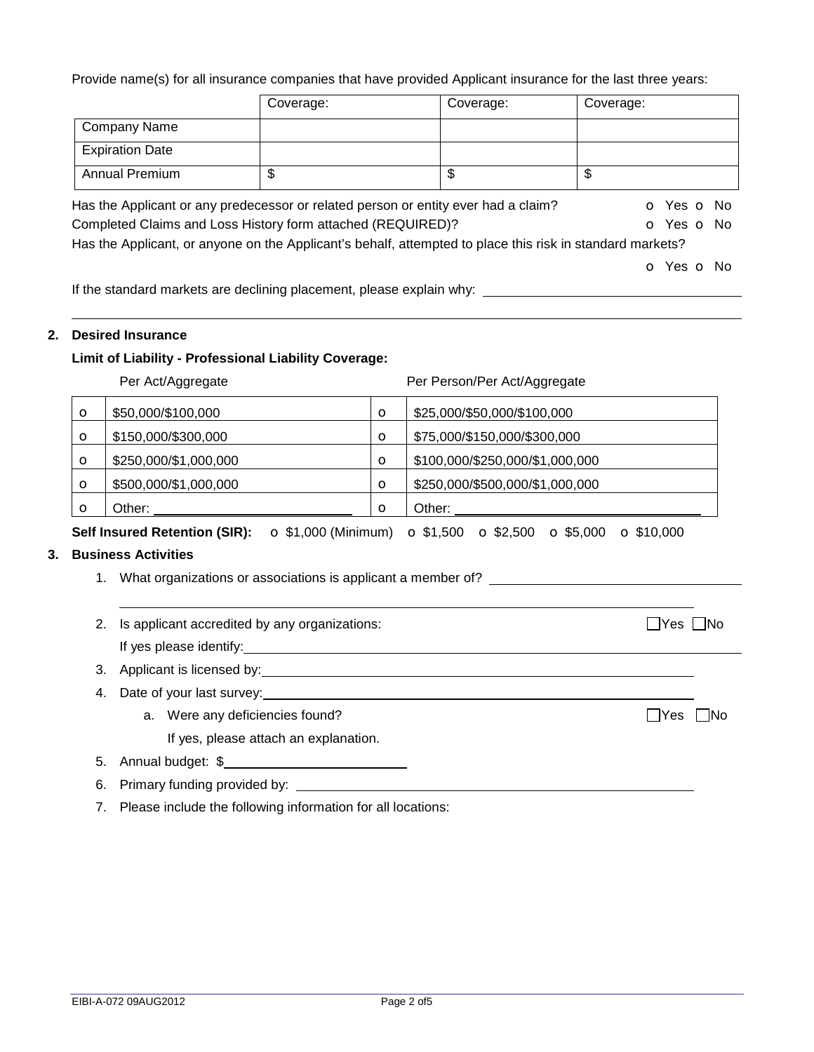Provide name(s) for all insurance companies that have provided Applicant insurance for the last three years:

| | Coverage: | Coverage: | Coverage: |
|---|---|---|---|
| Company Name | | | |
| Expiration Date | | | |
| Annual Premium | $ | $ | $ |

Has the Applicant or any predecessor or related person or entity ever had a claim? o Yes o No

Completed Claims and Loss History form attached (REQUIRED)? o Yes o No

Has the Applicant, or anyone on the Applicant's behalf, attempted to place this risk in standard markets? o Yes o No

If the standard markets are declining placement, please explain why: ______________________________

## 2. Desired Insurance

**Limit of Liability - Professional Liability Coverage:**

| | Per Act/Aggregate | | Per Person/Per Act/Aggregate |
|---|---|---|---|
| o | $50,000/$100,000 | o | $25,000/$50,000/$100,000 |
| o | $150,000/$300,000 | o | $75,000/$150,000/$300,000 |
| o | $250,000/$1,000,000 | o | $100,000/$250,000/$1,000,000 |
| o | $500,000/$1,000,000 | o | $250,000/$500,000/$1,000,000 |
| o | Other: ______________ | o | Other: ______________ |

**Self Insured Retention (SIR):** o $1,000 (Minimum) o $1,500 o $2,500 o $5,000 o $10,000

## 3. Business Activities

1. What organizations or associations is applicant a member of? ______________________________
2. Is applicant accredited by any organizations: ☐Yes ☐No
   If yes please identify: ______________________________
3. Applicant is licensed by: ______________________________
4. Date of your last survey: ______________________________
   a. Were any deficiencies found? ☐Yes ☐No
      If yes, please attach an explanation.
5. Annual budget: $______________
6. Primary funding provided by: ______________________________
7. Please include the following information for all locations: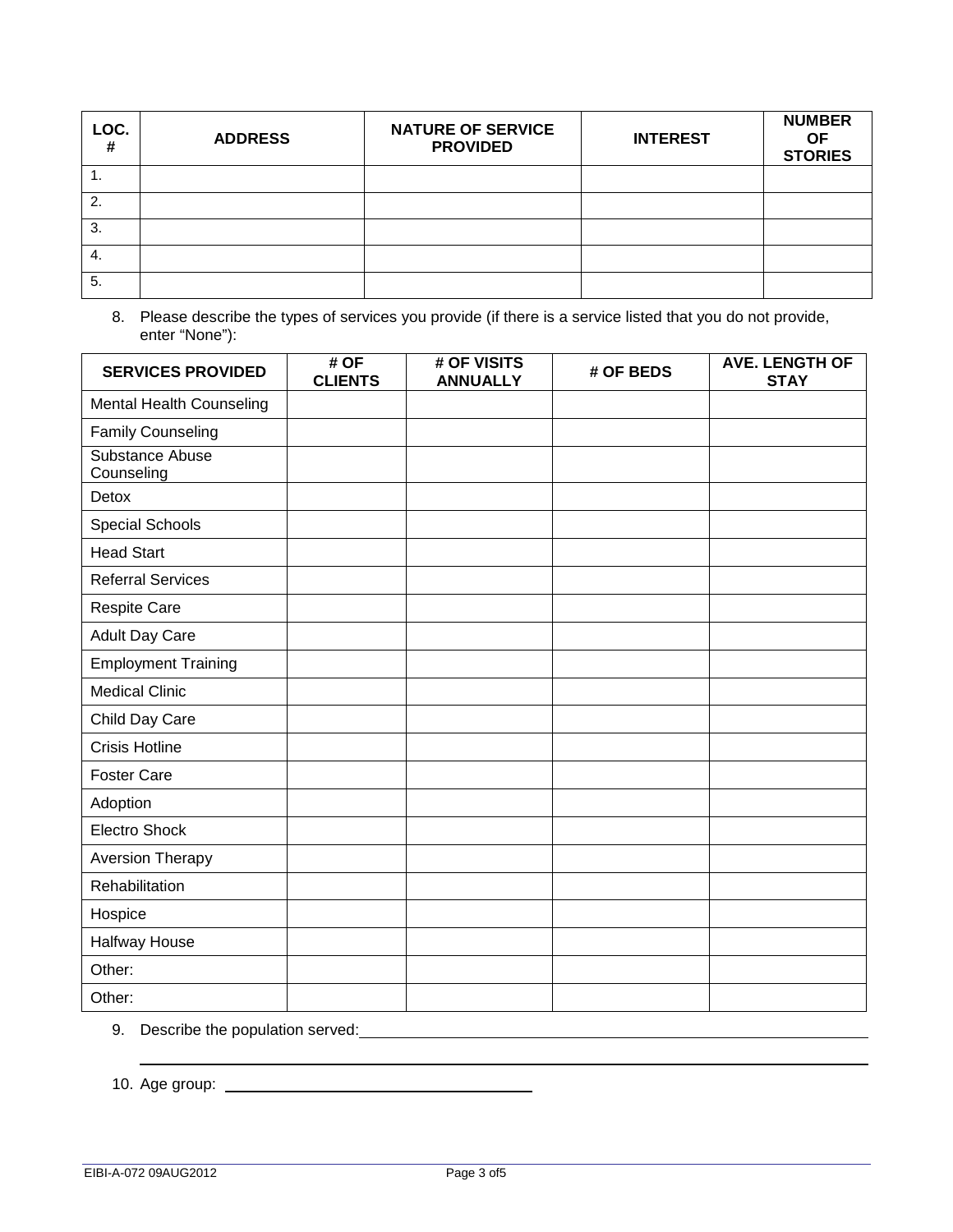| LOC. # | ADDRESS | NATURE OF SERVICE PROVIDED | INTEREST | NUMBER OF STORIES |
|---|---|---|---|---|
| 1. | | | | |
| 2. | | | | |
| 3. | | | | |
| 4. | | | | |
| 5. | | | | |

8. Please describe the types of services you provide (if there is a service listed that you do not provide, enter "None"):

| SERVICES PROVIDED | # OF CLIENTS | # OF VISITS ANNUALLY | # OF BEDS | AVE. LENGTH OF STAY |
|---|---|---|---|---|
| Mental Health Counseling | | | | |
| Family Counseling | | | | |
| Substance Abuse Counseling | | | | |
| Detox | | | | |
| Special Schools | | | | |
| Head Start | | | | |
| Referral Services | | | | |
| Respite Care | | | | |
| Adult Day Care | | | | |
| Employment Training | | | | |
| Medical Clinic | | | | |
| Child Day Care | | | | |
| Crisis Hotline | | | | |
| Foster Care | | | | |
| Adoption | | | | |
| Electro Shock | | | | |
| Aversion Therapy | | | | |
| Rehabilitation | | | | |
| Hospice | | | | |
| Halfway House | | | | |
| Other: | | | | |
| Other: | | | | |

9. Describe the population served: ______________________________________________

_______________________________________________________________________

10. Age group: ______________________________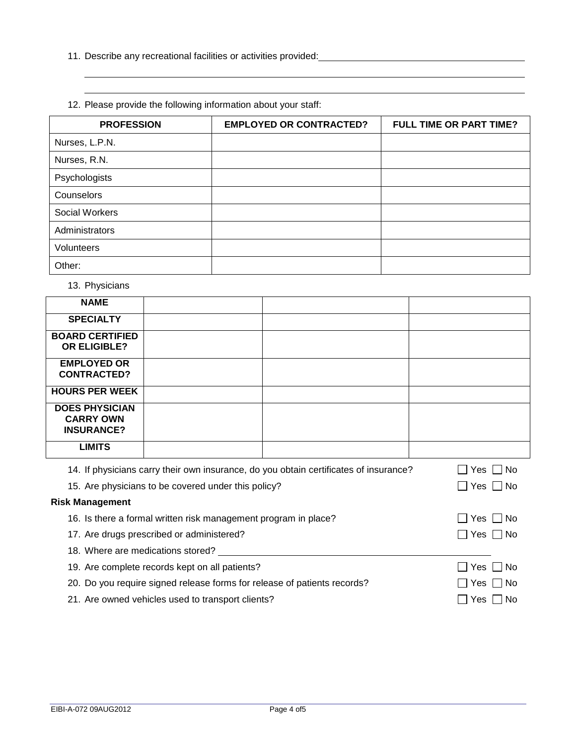11. Describe any recreational facilities or activities provided: ______________________________________

______________________________________________________________________________

______________________________________________________________________________

12. Please provide the following information about your staff:

| PROFESSION | EMPLOYED OR CONTRACTED? | FULL TIME OR PART TIME? |
|---|---|---|
| Nurses, L.P.N. | | |
| Nurses, R.N. | | |
| Psychologists | | |
| Counselors | | |
| Social Workers | | |
| Administrators | | |
| Volunteers | | |
| Other: | | |

13. Physicians

| NAME | | | |
|---|---|---|---|
| **SPECIALTY** | | | |
| **BOARD CERTIFIED OR ELIGIBLE?** | | | |
| **EMPLOYED OR CONTRACTED?** | | | |
| **HOURS PER WEEK** | | | |
| **DOES PHYSICIAN CARRY OWN INSURANCE?** | | | |
| **LIMITS** | | | |

14. If physicians carry their own insurance, do you obtain certificates of insurance? ☐ Yes ☐ No

15. Are physicians to be covered under this policy? ☐ Yes ☐ No

**Risk Management**

16. Is there a formal written risk management program in place? ☐ Yes ☐ No

17. Are drugs prescribed or administered? ☐ Yes ☐ No

18. Where are medications stored? ______________________________________

19. Are complete records kept on all patients? ☐ Yes ☐ No

20. Do you require signed release forms for release of patients records? ☐ Yes ☐ No

21. Are owned vehicles used to transport clients? ☐ Yes ☐ No

EIBI-A-072 09AUG2012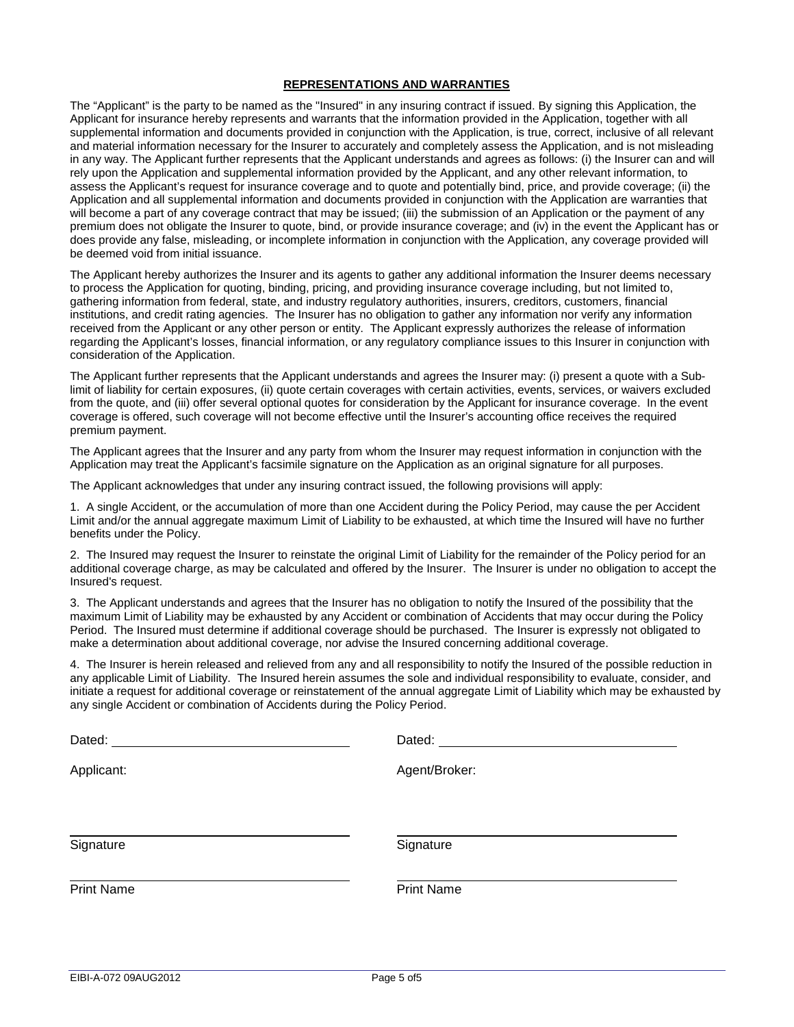## REPRESENTATIONS AND WARRANTIES

The "Applicant" is the party to be named as the "Insured" in any insuring contract if issued. By signing this Application, the Applicant for insurance hereby represents and warrants that the information provided in the Application, together with all supplemental information and documents provided in conjunction with the Application, is true, correct, inclusive of all relevant and material information necessary for the Insurer to accurately and completely assess the Application, and is not misleading in any way. The Applicant further represents that the Applicant understands and agrees as follows: (i) the Insurer can and will rely upon the Application and supplemental information provided by the Applicant, and any other relevant information, to assess the Applicant's request for insurance coverage and to quote and potentially bind, price, and provide coverage; (ii) the Application and all supplemental information and documents provided in conjunction with the Application are warranties that will become a part of any coverage contract that may be issued; (iii) the submission of an Application or the payment of any premium does not obligate the Insurer to quote, bind, or provide insurance coverage; and (iv) in the event the Applicant has or does provide any false, misleading, or incomplete information in conjunction with the Application, any coverage provided will be deemed void from initial issuance.

The Applicant hereby authorizes the Insurer and its agents to gather any additional information the Insurer deems necessary to process the Application for quoting, binding, pricing, and providing insurance coverage including, but not limited to, gathering information from federal, state, and industry regulatory authorities, insurers, creditors, customers, financial institutions, and credit rating agencies. The Insurer has no obligation to gather any information nor verify any information received from the Applicant or any other person or entity. The Applicant expressly authorizes the release of information regarding the Applicant's losses, financial information, or any regulatory compliance issues to this Insurer in conjunction with consideration of the Application.

The Applicant further represents that the Applicant understands and agrees the Insurer may: (i) present a quote with a Sub-limit of liability for certain exposures, (ii) quote certain coverages with certain activities, events, services, or waivers excluded from the quote, and (iii) offer several optional quotes for consideration by the Applicant for insurance coverage. In the event coverage is offered, such coverage will not become effective until the Insurer's accounting office receives the required premium payment.

The Applicant agrees that the Insurer and any party from whom the Insurer may request information in conjunction with the Application may treat the Applicant's facsimile signature on the Application as an original signature for all purposes.

The Applicant acknowledges that under any insuring contract issued, the following provisions will apply:

1. A single Accident, or the accumulation of more than one Accident during the Policy Period, may cause the per Accident Limit and/or the annual aggregate maximum Limit of Liability to be exhausted, at which time the Insured will have no further benefits under the Policy.

2. The Insured may request the Insurer to reinstate the original Limit of Liability for the remainder of the Policy period for an additional coverage charge, as may be calculated and offered by the Insurer. The Insurer is under no obligation to accept the Insured's request.

3. The Applicant understands and agrees that the Insurer has no obligation to notify the Insured of the possibility that the maximum Limit of Liability may be exhausted by any Accident or combination of Accidents that may occur during the Policy Period. The Insured must determine if additional coverage should be purchased. The Insurer is expressly not obligated to make a determination about additional coverage, nor advise the Insured concerning additional coverage.

4. The Insurer is herein released and relieved from any and all responsibility to notify the Insured of the possible reduction in any applicable Limit of Liability. The Insured herein assumes the sole and individual responsibility to evaluate, consider, and initiate a request for additional coverage or reinstatement of the annual aggregate Limit of Liability which may be exhausted by any single Accident or combination of Accidents during the Policy Period.

Dated: ______________________________

Applicant:

______________________________
Signature

______________________________
Print Name

Dated: ______________________________

Agent/Broker:

______________________________
Signature

______________________________
Print Name

EIBI-A-072 09AUG2012